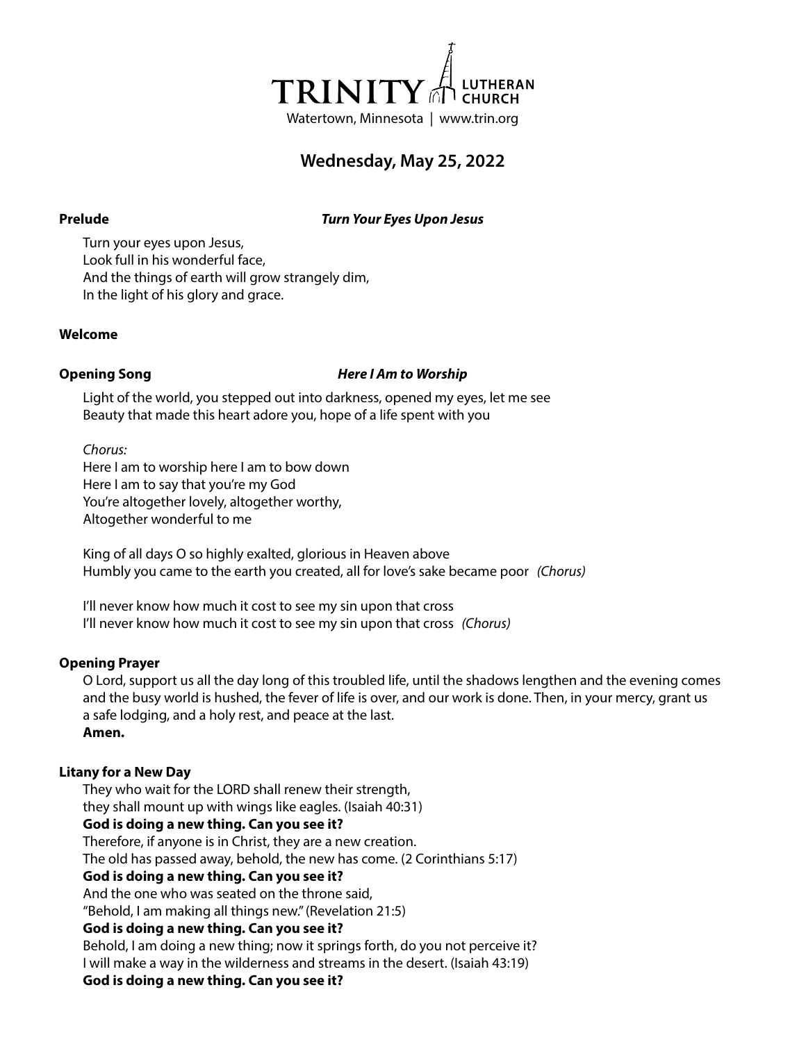# TRINITY LUTHERAN CHURCH

Watertown, Minnesota | www.trin.org

## Wednesday, May 25, 2022

**Prelude** ***Turn Your Eyes Upon Jesus***

Turn your eyes upon Jesus,
Look full in his wonderful face,
And the things of earth will grow strangely dim,
In the light of his glory and grace.

**Welcome**

**Opening Song** ***Here I Am to Worship***

Light of the world, you stepped out into darkness, opened my eyes, let me see
Beauty that made this heart adore you, hope of a life spent with you

*Chorus:*
Here I am to worship here I am to bow down
Here I am to say that you're my God
You're altogether lovely, altogether worthy,
Altogether wonderful to me

King of all days O so highly exalted, glorious in Heaven above
Humbly you came to the earth you created, all for love's sake became poor *(Chorus)*

I'll never know how much it cost to see my sin upon that cross
I'll never know how much it cost to see my sin upon that cross *(Chorus)*

**Opening Prayer**

O Lord, support us all the day long of this troubled life, until the shadows lengthen and the evening comes and the busy world is hushed, the fever of life is over, and our work is done. Then, in your mercy, grant us a safe lodging, and a holy rest, and peace at the last.
**Amen.**

**Litany for a New Day**

They who wait for the LORD shall renew their strength,
they shall mount up with wings like eagles. (Isaiah 40:31)
**God is doing a new thing. Can you see it?**
Therefore, if anyone is in Christ, they are a new creation.
The old has passed away, behold, the new has come. (2 Corinthians 5:17)
**God is doing a new thing. Can you see it?**
And the one who was seated on the throne said,
"Behold, I am making all things new." (Revelation 21:5)
**God is doing a new thing. Can you see it?**
Behold, I am doing a new thing; now it springs forth, do you not perceive it?
I will make a way in the wilderness and streams in the desert. (Isaiah 43:19)
**God is doing a new thing. Can you see it?**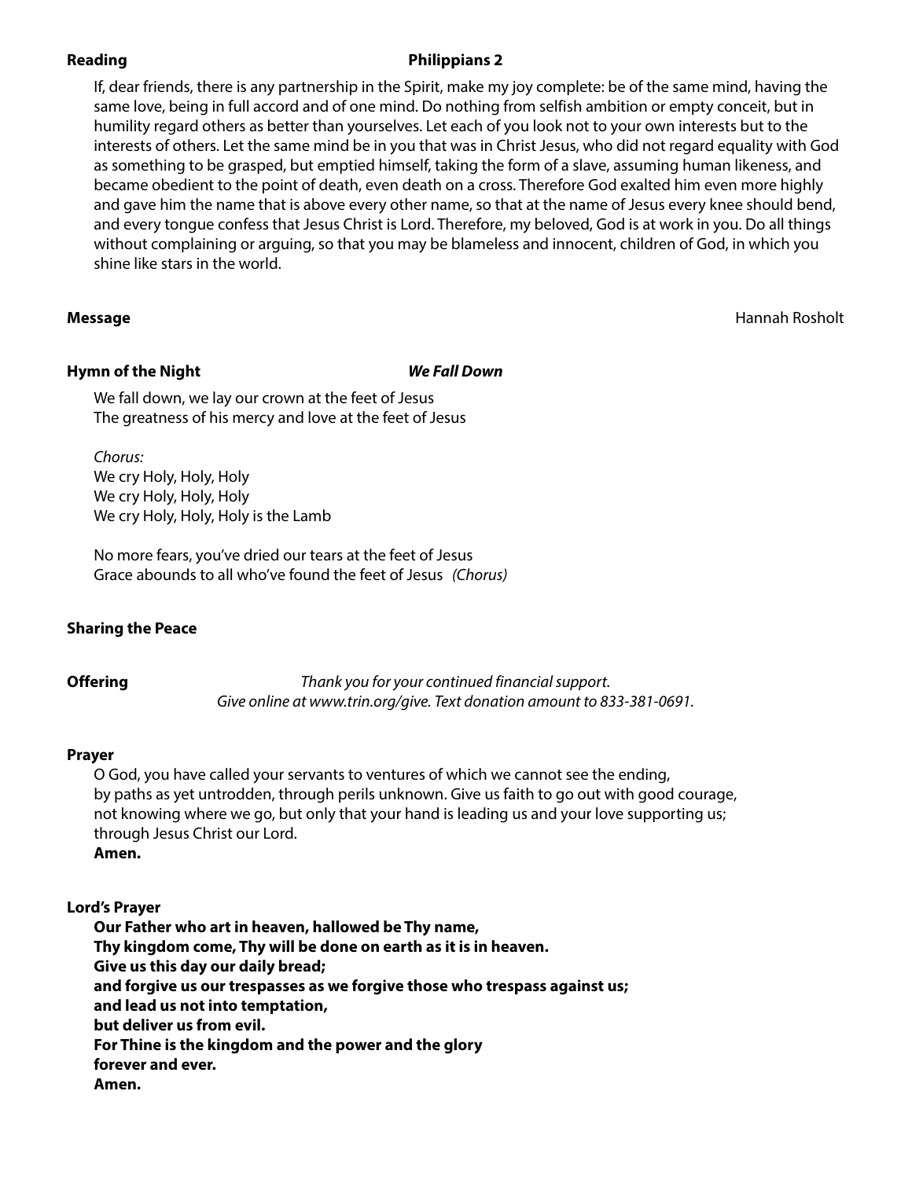**Reading** **Philippians 2**

If, dear friends, there is any partnership in the Spirit, make my joy complete: be of the same mind, having the same love, being in full accord and of one mind. Do nothing from selfish ambition or empty conceit, but in humility regard others as better than yourselves. Let each of you look not to your own interests but to the interests of others. Let the same mind be in you that was in Christ Jesus, who did not regard equality with God as something to be grasped, but emptied himself, taking the form of a slave, assuming human likeness, and became obedient to the point of death, even death on a cross. Therefore God exalted him even more highly and gave him the name that is above every other name, so that at the name of Jesus every knee should bend, and every tongue confess that Jesus Christ is Lord. Therefore, my beloved, God is at work in you. Do all things without complaining or arguing, so that you may be blameless and innocent, children of God, in which you shine like stars in the world.

**Message** Hannah Rosholt

**Hymn of the Night** ***We Fall Down***

We fall down, we lay our crown at the feet of Jesus
The greatness of his mercy and love at the feet of Jesus

*Chorus:*
We cry Holy, Holy, Holy
We cry Holy, Holy, Holy
We cry Holy, Holy, Holy is the Lamb

No more fears, you've dried our tears at the feet of Jesus
Grace abounds to all who've found the feet of Jesus *(Chorus)*

**Sharing the Peace**

**Offering** *Thank you for your continued financial support.*
*Give online at www.trin.org/give. Text donation amount to 833-381-0691.*

**Prayer**

O God, you have called your servants to ventures of which we cannot see the ending,
by paths as yet untrodden, through perils unknown. Give us faith to go out with good courage,
not knowing where we go, but only that your hand is leading us and your love supporting us;
through Jesus Christ our Lord.
**Amen.**

**Lord's Prayer**

**Our Father who art in heaven, hallowed be Thy name,**
**Thy kingdom come, Thy will be done on earth as it is in heaven.**
**Give us this day our daily bread;**
**and forgive us our trespasses as we forgive those who trespass against us;**
**and lead us not into temptation,**
**but deliver us from evil.**
**For Thine is the kingdom and the power and the glory**
**forever and ever.**
**Amen.**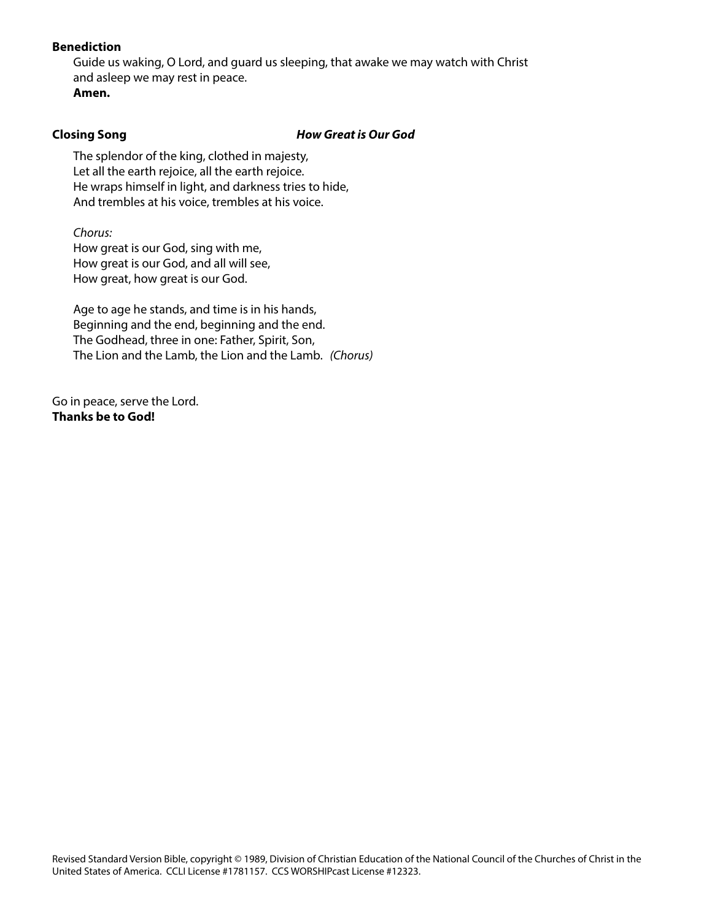**Benediction**

Guide us waking, O Lord, and guard us sleeping, that awake we may watch with Christ
and asleep we may rest in peace.
**Amen.**

**Closing Song** ***How Great is Our God***

The splendor of the king, clothed in majesty,
Let all the earth rejoice, all the earth rejoice.
He wraps himself in light, and darkness tries to hide,
And trembles at his voice, trembles at his voice.

*Chorus:*
How great is our God, sing with me,
How great is our God, and all will see,
How great, how great is our God.

Age to age he stands, and time is in his hands,
Beginning and the end, beginning and the end.
The Godhead, three in one: Father, Spirit, Son,
The Lion and the Lamb, the Lion and the Lamb. *(Chorus)*

Go in peace, serve the Lord.
**Thanks be to God!**

Revised Standard Version Bible, copyright © 1989, Division of Christian Education of the National Council of the Churches of Christ in the United States of America. CCLI License #1781157. CCS WORSHIPcast License #12323.